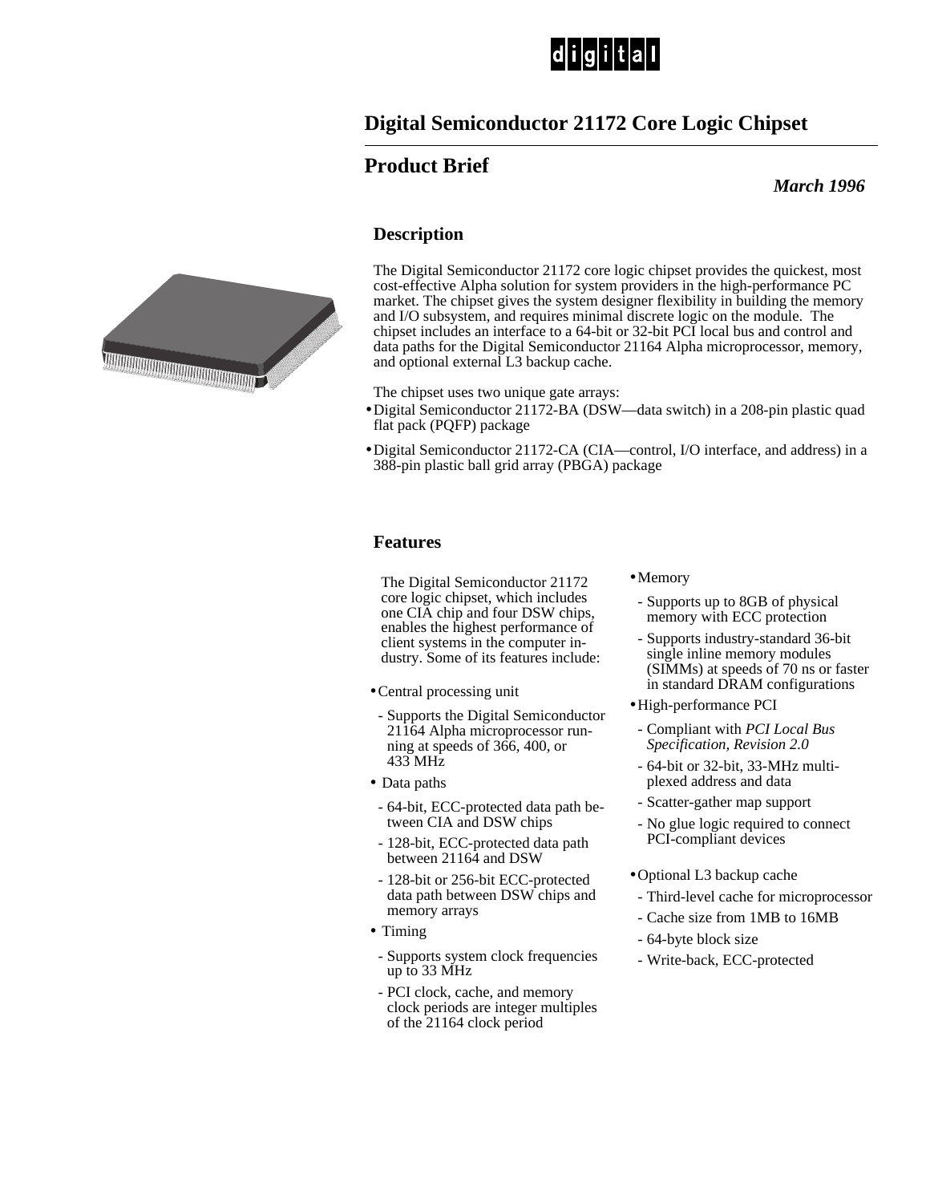digital

# Digital Semiconductor 21172 Core Logic Chipset

## Product Brief

***March 1996***

### Description

The Digital Semiconductor 21172 core logic chipset provides the quickest, most cost-effective Alpha solution for system providers in the high-performance PC market. The chipset gives the system designer flexibility in building the memory and I/O subsystem, and requires minimal discrete logic on the module. The chipset includes an interface to a 64-bit or 32-bit PCI local bus and control and data paths for the Digital Semiconductor 21164 Alpha microprocessor, memory, and optional external L3 backup cache.

The chipset uses two unique gate arrays:

- Digital Semiconductor 21172-BA (DSW—data switch) in a 208-pin plastic quad flat pack (PQFP) package
- Digital Semiconductor 21172-CA (CIA—control, I/O interface, and address) in a 388-pin plastic ball grid array (PBGA) package

### Features

The Digital Semiconductor 21172 core logic chipset, which includes one CIA chip and four DSW chips, enables the highest performance of client systems in the computer industry. Some of its features include:

- Central processing unit
  - Supports the Digital Semiconductor 21164 Alpha microprocessor running at speeds of 366, 400, or 433 MHz
- Data paths
  - 64-bit, ECC-protected data path between CIA and DSW chips
  - 128-bit, ECC-protected data path between 21164 and DSW
  - 128-bit or 256-bit ECC-protected data path between DSW chips and memory arrays
- Timing
  - Supports system clock frequencies up to 33 MHz
  - PCI clock, cache, and memory clock periods are integer multiples of the 21164 clock period
- Memory
  - Supports up to 8GB of physical memory with ECC protection
  - Supports industry-standard 36-bit single inline memory modules (SIMMs) at speeds of 70 ns or faster in standard DRAM configurations
- High-performance PCI
  - Compliant with *PCI Local Bus Specification, Revision 2.0*
  - 64-bit or 32-bit, 33-MHz multiplexed address and data
  - Scatter-gather map support
  - No glue logic required to connect PCI-compliant devices
- Optional L3 backup cache
  - Third-level cache for microprocessor
  - Cache size from 1MB to 16MB
  - 64-byte block size
  - Write-back, ECC-protected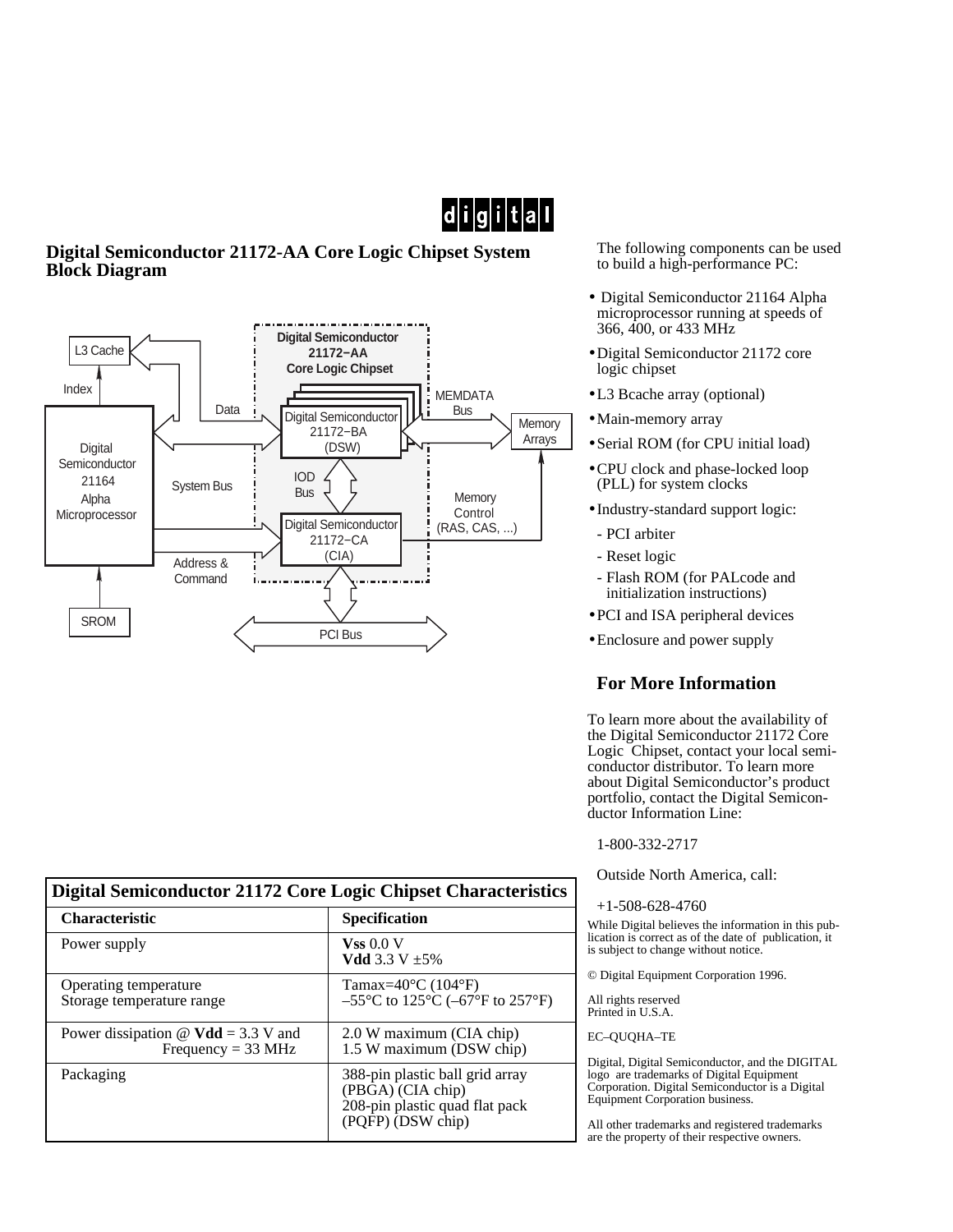## Digital Semiconductor 21172-AA Core Logic Chipset System Block Diagram

L3 Cache

Index

Data

Digital Semiconductor 21172−AA Core Logic Chipset

MEMDATA Bus

Digital Semiconductor 21172−BA (DSW)

Memory Arrays

Digital Semiconductor 21164 Alpha Microprocessor

System Bus

IOD Bus

Memory Control (RAS, CAS, ...)

Digital Semiconductor 21172−CA (CIA)

Address & Command

SROM

PCI Bus

| Digital Semiconductor 21172 Core Logic Chipset Characteristics | |
|---|---|
| **Characteristic** | **Specification** |
| Power supply | **Vss** 0.0 V<br>**Vdd** 3.3 V ±5% |
| Operating temperature<br>Storage temperature range | Tamax=40°C (104°F)<br>–55°C to 125°C (–67°F to 257°F) |
| Power dissipation @ **Vdd** = 3.3 V and Frequency = 33 MHz | 2.0 W maximum (CIA chip)<br>1.5 W maximum (DSW chip) |
| Packaging | 388-pin plastic ball grid array (PBGA) (CIA chip)<br>208-pin plastic quad flat pack (PQFP) (DSW chip) |

The following components can be used to build a high-performance PC:

- Digital Semiconductor 21164 Alpha microprocessor running at speeds of 366, 400, or 433 MHz
- Digital Semiconductor 21172 core logic chipset
- L3 Bcache array (optional)
- Main-memory array
- Serial ROM (for CPU initial load)
- CPU clock and phase-locked loop (PLL) for system clocks
- Industry-standard support logic:
  - PCI arbiter
  - Reset logic
  - Flash ROM (for PALcode and initialization instructions)
- PCI and ISA peripheral devices
- Enclosure and power supply

## For More Information

To learn more about the availability of the Digital Semiconductor 21172 Core Logic Chipset, contact your local semiconductor distributor. To learn more about Digital Semiconductor's product portfolio, contact the Digital Semiconductor Information Line:

1-800-332-2717

Outside North America, call:

+1-508-628-4760

While Digital believes the information in this publication is correct as of the date of publication, it is subject to change without notice.

© Digital Equipment Corporation 1996.

All rights reserved
Printed in U.S.A.

EC–QUQHA–TE

Digital, Digital Semiconductor, and the DIGITAL logo are trademarks of Digital Equipment Corporation. Digital Semiconductor is a Digital Equipment Corporation business.

All other trademarks and registered trademarks are the property of their respective owners.